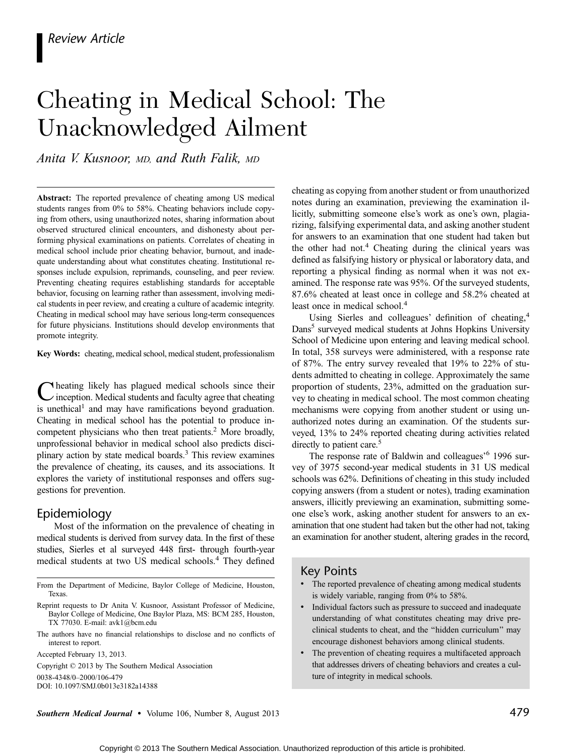Review Article

# Cheating in Medical School: The Unacknowledged Ailment

*Anita V. Kusnoor, MD, and Ruth Falik, MD*

**Abstract:** The reported prevalence of cheating among US medical students ranges from 0% to 58%. Cheating behaviors include copying from others, using unauthorized notes, sharing information about observed structured clinical encounters, and dishonesty about performing physical examinations on patients. Correlates of cheating in medical school include prior cheating behavior, burnout, and inadequate understanding about what constitutes cheating. Institutional responses include expulsion, reprimands, counseling, and peer review. Preventing cheating requires establishing standards for acceptable behavior, focusing on learning rather than assessment, involving medical students in peer review, and creating a culture of academic integrity. Cheating in medical school may have serious long-term consequences for future physicians. Institutions should develop environments that promote integrity.

**Key Words:** cheating, medical school, medical student, professionalism

Cheating likely has plagued medical schools since their inception. Medical students and faculty agree that cheating is unethical[1] and may have ramifications beyond graduation. Cheating in medical school has the potential to produce incompetent physicians who then treat patients.[2] More broadly, unprofessional behavior in medical school also predicts disciplinary action by state medical boards.[3] This review examines the prevalence of cheating, its causes, and its associations. It explores the variety of institutional responses and offers suggestions for prevention.

## Epidemiology

Most of the information on the prevalence of cheating in medical students is derived from survey data. In the first of these studies, Sierles et al surveyed 448 first- through fourth-year medical students at two US medical schools.[4] They defined cheating as copying from another student or from unauthorized notes during an examination, previewing the examination illicitly, submitting someone else's work as one's own, plagiarizing, falsifying experimental data, and asking another student for answers to an examination that one student had taken but the other had not.[4] Cheating during the clinical years was defined as falsifying history or physical or laboratory data, and reporting a physical finding as normal when it was not examined. The response rate was 95%. Of the surveyed students, 87.6% cheated at least once in college and 58.2% cheated at least once in medical school.[4]

Using Sierles and colleagues' definition of cheating,[4] Dans[5] surveyed medical students at Johns Hopkins University School of Medicine upon entering and leaving medical school. In total, 358 surveys were administered, with a response rate of 87%. The entry survey revealed that 19% to 22% of students admitted to cheating in college. Approximately the same proportion of students, 23%, admitted on the graduation survey to cheating in medical school. The most common cheating mechanisms were copying from another student or using unauthorized notes during an examination. Of the students surveyed, 13% to 24% reported cheating during activities related directly to patient care.[5]

The response rate of Baldwin and colleagues'[6] 1996 survey of 3975 second-year medical students in 31 US medical schools was 62%. Definitions of cheating in this study included copying answers (from a student or notes), trading examination answers, illicitly previewing an examination, submitting someone else's work, asking another student for answers to an examination that one student had taken but the other had not, taking an examination for another student, altering grades in the record,

> **Key Points**
>
> - The reported prevalence of cheating among medical students is widely variable, ranging from 0% to 58%.
> - Individual factors such as pressure to succeed and inadequate understanding of what constitutes cheating may drive preclinical students to cheat, and the "hidden curriculum" may encourage dishonest behaviors among clinical students.
> - The prevention of cheating requires a multifaceted approach that addresses drivers of cheating behaviors and creates a culture of integrity in medical schools.

From the Department of Medicine, Baylor College of Medicine, Houston, Texas.

Reprint requests to Dr Anita V. Kusnoor, Assistant Professor of Medicine, Baylor College of Medicine, One Baylor Plaza, MS: BCM 285, Houston, TX 77030. E-mail: avk1@bcm.edu

The authors have no financial relationships to disclose and no conflicts of interest to report.

Accepted February 13, 2013.

Copyright © 2013 by The Southern Medical Association

0038-4348/0–2000/106-479

DOI: 10.1097/SMJ.0b013e3182a14388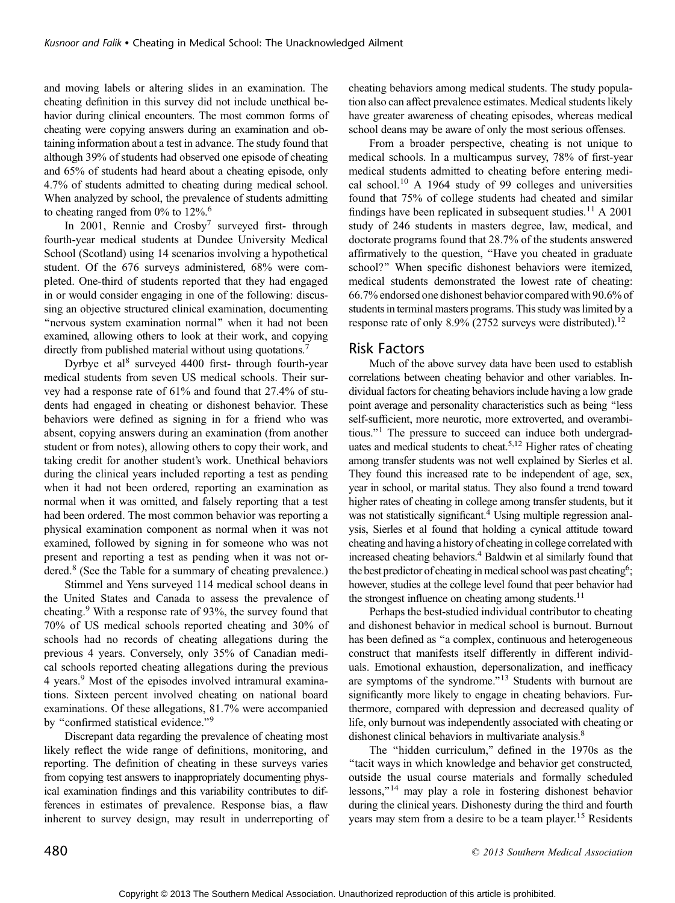and moving labels or altering slides in an examination. The cheating definition in this survey did not include unethical behavior during clinical encounters. The most common forms of cheating were copying answers during an examination and obtaining information about a test in advance. The study found that although 39% of students had observed one episode of cheating and 65% of students had heard about a cheating episode, only 4.7% of students admitted to cheating during medical school. When analyzed by school, the prevalence of students admitting to cheating ranged from 0% to 12%.[6]

In 2001, Rennie and Crosby[7] surveyed first- through fourth-year medical students at Dundee University Medical School (Scotland) using 14 scenarios involving a hypothetical student. Of the 676 surveys administered, 68% were completed. One-third of students reported that they had engaged in or would consider engaging in one of the following: discussing an objective structured clinical examination, documenting "nervous system examination normal" when it had not been examined, allowing others to look at their work, and copying directly from published material without using quotations.[7]

Dyrbye et al[8] surveyed 4400 first- through fourth-year medical students from seven US medical schools. Their survey had a response rate of 61% and found that 27.4% of students had engaged in cheating or dishonest behavior. These behaviors were defined as signing in for a friend who was absent, copying answers during an examination (from another student or from notes), allowing others to copy their work, and taking credit for another student's work. Unethical behaviors during the clinical years included reporting a test as pending when it had not been ordered, reporting an examination as normal when it was omitted, and falsely reporting that a test had been ordered. The most common behavior was reporting a physical examination component as normal when it was not examined, followed by signing in for someone who was not present and reporting a test as pending when it was not ordered.[8] (See the Table for a summary of cheating prevalence.)

Stimmel and Yens surveyed 114 medical school deans in the United States and Canada to assess the prevalence of cheating.[9] With a response rate of 93%, the survey found that 70% of US medical schools reported cheating and 30% of schools had no records of cheating allegations during the previous 4 years. Conversely, only 35% of Canadian medical schools reported cheating allegations during the previous 4 years.[9] Most of the episodes involved intramural examinations. Sixteen percent involved cheating on national board examinations. Of these allegations, 81.7% were accompanied by "confirmed statistical evidence."[9]

Discrepant data regarding the prevalence of cheating most likely reflect the wide range of definitions, monitoring, and reporting. The definition of cheating in these surveys varies from copying test answers to inappropriately documenting physical examination findings and this variability contributes to differences in estimates of prevalence. Response bias, a flaw inherent to survey design, may result in underreporting of cheating behaviors among medical students. The study population also can affect prevalence estimates. Medical students likely have greater awareness of cheating episodes, whereas medical school deans may be aware of only the most serious offenses.

From a broader perspective, cheating is not unique to medical schools. In a multicampus survey, 78% of first-year medical students admitted to cheating before entering medical school.[10] A 1964 study of 99 colleges and universities found that 75% of college students had cheated and similar findings have been replicated in subsequent studies.[11] A 2001 study of 246 students in masters degree, law, medical, and doctorate programs found that 28.7% of the students answered affirmatively to the question, "Have you cheated in graduate school?" When specific dishonest behaviors were itemized, medical students demonstrated the lowest rate of cheating: 66.7% endorsed one dishonest behavior compared with 90.6% of students in terminal masters programs. This study was limited by a response rate of only 8.9% (2752 surveys were distributed).[12]

## Risk Factors

Much of the above survey data have been used to establish correlations between cheating behavior and other variables. Individual factors for cheating behaviors include having a low grade point average and personality characteristics such as being "less self-sufficient, more neurotic, more extroverted, and overambitious."[1] The pressure to succeed can induce both undergraduates and medical students to cheat.[5,12] Higher rates of cheating among transfer students was not well explained by Sierles et al. They found this increased rate to be independent of age, sex, year in school, or marital status. They also found a trend toward higher rates of cheating in college among transfer students, but it was not statistically significant.[4] Using multiple regression analysis, Sierles et al found that holding a cynical attitude toward cheating and having a history of cheating in college correlated with increased cheating behaviors.[4] Baldwin et al similarly found that the best predictor of cheating in medical school was past cheating[6]; however, studies at the college level found that peer behavior had the strongest influence on cheating among students.[11]

Perhaps the best-studied individual contributor to cheating and dishonest behavior in medical school is burnout. Burnout has been defined as "a complex, continuous and heterogeneous construct that manifests itself differently in different individuals. Emotional exhaustion, depersonalization, and inefficacy are symptoms of the syndrome."[13] Students with burnout are significantly more likely to engage in cheating behaviors. Furthermore, compared with depression and decreased quality of life, only burnout was independently associated with cheating or dishonest clinical behaviors in multivariate analysis.[8]

The "hidden curriculum," defined in the 1970s as the "tacit ways in which knowledge and behavior get constructed, outside the usual course materials and formally scheduled lessons,"[14] may play a role in fostering dishonest behavior during the clinical years. Dishonesty during the third and fourth years may stem from a desire to be a team player.[15] Residents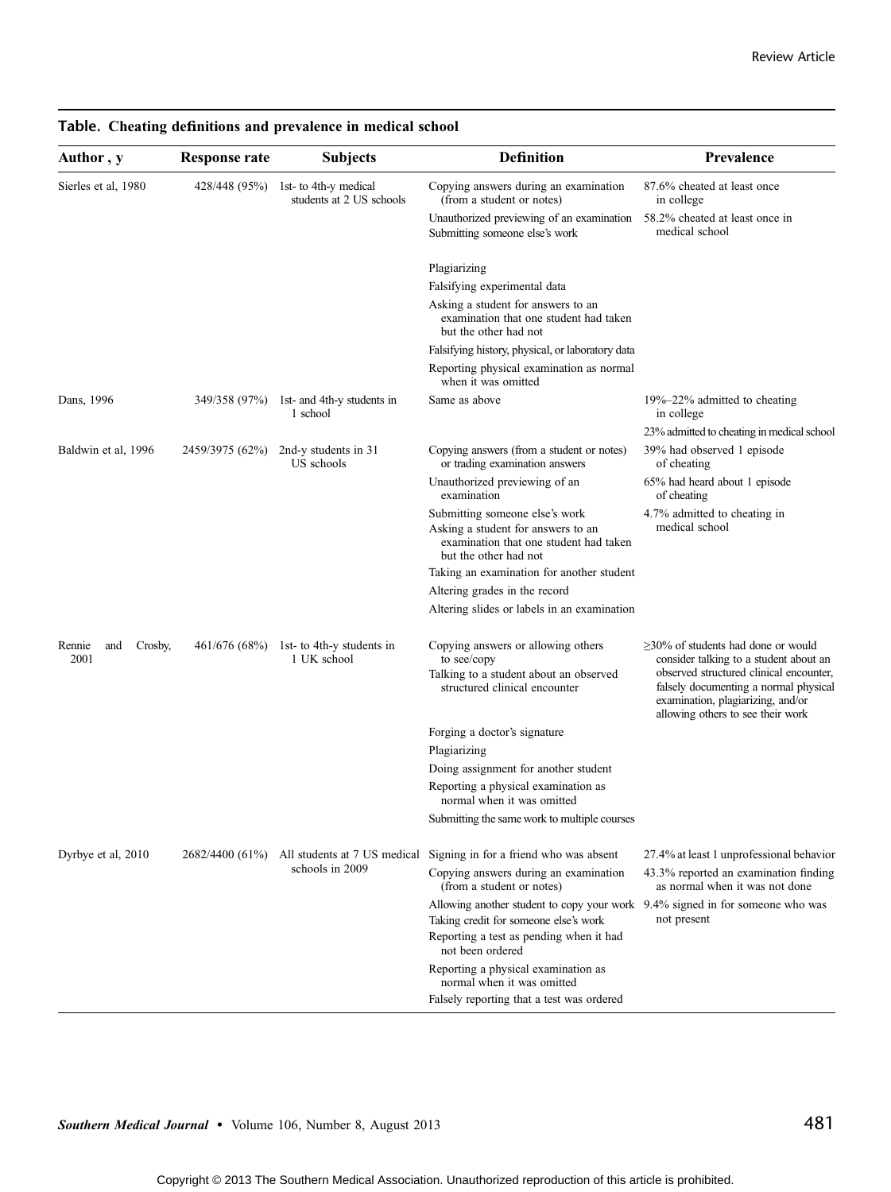**Table. Cheating definitions and prevalence in medical school**

| Author , y | Response rate | Subjects | Definition | Prevalence |
|---|---|---|---|---|
| Sierles et al, 1980 | 428/448 (95%) | 1st- to 4th-y medical students at 2 US schools | Copying answers during an examination (from a student or notes) | 87.6% cheated at least once in college |
| | | | Unauthorized previewing of an examination<br>Submitting someone else's work | 58.2% cheated at least once in medical school |
| | | | Plagiarizing | |
| | | | Falsifying experimental data | |
| | | | Asking a student for answers to an examination that one student had taken but the other had not | |
| | | | Falsifying history, physical, or laboratory data | |
| | | | Reporting physical examination as normal when it was omitted | |
| Dans, 1996 | 349/358 (97%) | 1st- and 4th-y students in 1 school | Same as above | 19%–22% admitted to cheating in college |
| | | | | 23% admitted to cheating in medical school |
| Baldwin et al, 1996 | 2459/3975 (62%) | 2nd-y students in 31 US schools | Copying answers (from a student or notes) or trading examination answers | 39% had observed 1 episode of cheating |
| | | | Unauthorized previewing of an examination | 65% had heard about 1 episode of cheating |
| | | | Submitting someone else's work<br>Asking a student for answers to an examination that one student had taken but the other had not | 4.7% admitted to cheating in medical school |
| | | | Taking an examination for another student | |
| | | | Altering grades in the record | |
| | | | Altering slides or labels in an examination | |
| Rennie and Crosby, 2001 | 461/676 (68%) | 1st- to 4th-y students in 1 UK school | Copying answers or allowing others to see/copy<br>Talking to a student about an observed structured clinical encounter | ≥30% of students had done or would consider talking to a student about an observed structured clinical encounter, falsely documenting a normal physical examination, plagiarizing, and/or allowing others to see their work |
| | | | Forging a doctor's signature | |
| | | | Plagiarizing | |
| | | | Doing assignment for another student | |
| | | | Reporting a physical examination as normal when it was omitted | |
| | | | Submitting the same work to multiple courses | |
| Dyrbye et al, 2010 | 2682/4400 (61%) | All students at 7 US medical schools in 2009 | Signing in for a friend who was absent | 27.4% at least 1 unprofessional behavior |
| | | | Copying answers during an examination (from a student or notes) | 43.3% reported an examination finding as normal when it was not done |
| | | | Allowing another student to copy your work<br>Taking credit for someone else's work | 9.4% signed in for someone who was not present |
| | | | Reporting a test as pending when it had not been ordered | |
| | | | Reporting a physical examination as normal when it was omitted | |
| | | | Falsely reporting that a test was ordered | |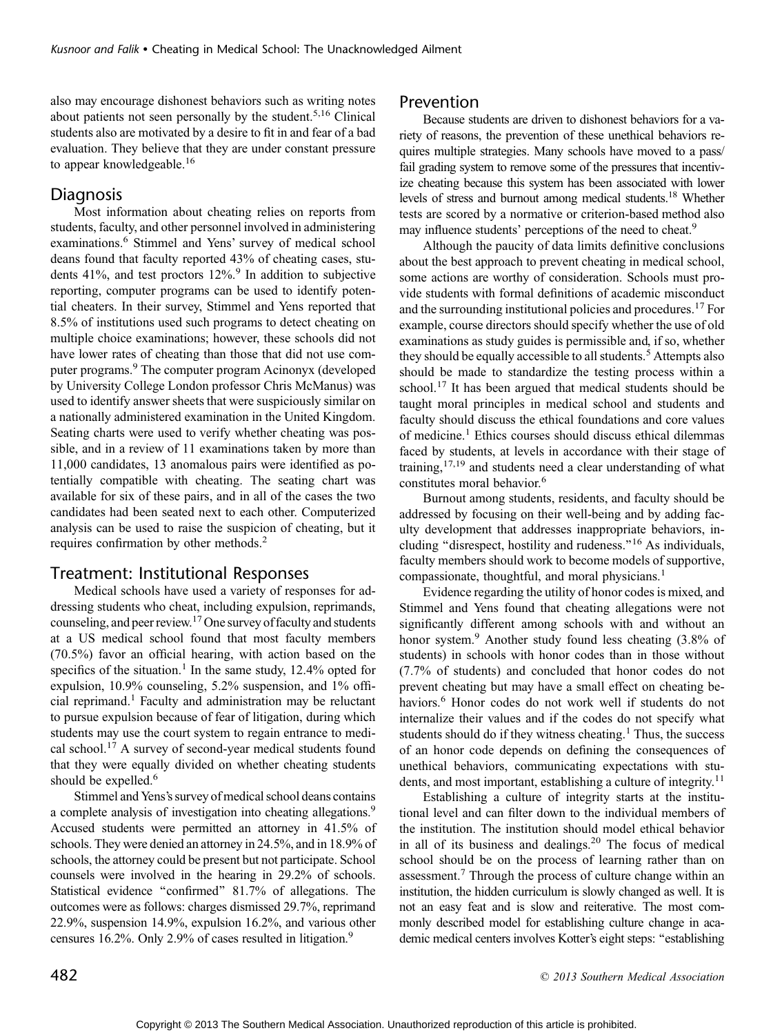also may encourage dishonest behaviors such as writing notes about patients not seen personally by the student.[5,16] Clinical students also are motivated by a desire to fit in and fear of a bad evaluation. They believe that they are under constant pressure to appear knowledgeable.[16]

## Diagnosis

Most information about cheating relies on reports from students, faculty, and other personnel involved in administering examinations.[6] Stimmel and Yens' survey of medical school deans found that faculty reported 43% of cheating cases, students 41%, and test proctors 12%.[9] In addition to subjective reporting, computer programs can be used to identify potential cheaters. In their survey, Stimmel and Yens reported that 8.5% of institutions used such programs to detect cheating on multiple choice examinations; however, these schools did not have lower rates of cheating than those that did not use computer programs.[9] The computer program Acinonyx (developed by University College London professor Chris McManus) was used to identify answer sheets that were suspiciously similar on a nationally administered examination in the United Kingdom. Seating charts were used to verify whether cheating was possible, and in a review of 11 examinations taken by more than 11,000 candidates, 13 anomalous pairs were identified as potentially compatible with cheating. The seating chart was available for six of these pairs, and in all of the cases the two candidates had been seated next to each other. Computerized analysis can be used to raise the suspicion of cheating, but it requires confirmation by other methods.[2]

## Treatment: Institutional Responses

Medical schools have used a variety of responses for addressing students who cheat, including expulsion, reprimands, counseling, and peer review.[17] One survey of faculty and students at a US medical school found that most faculty members (70.5%) favor an official hearing, with action based on the specifics of the situation.[1] In the same study, 12.4% opted for expulsion, 10.9% counseling, 5.2% suspension, and 1% official reprimand.[1] Faculty and administration may be reluctant to pursue expulsion because of fear of litigation, during which students may use the court system to regain entrance to medical school.[17] A survey of second-year medical students found that they were equally divided on whether cheating students should be expelled.[6]

Stimmel and Yens's survey of medical school deans contains a complete analysis of investigation into cheating allegations.[9] Accused students were permitted an attorney in 41.5% of schools. They were denied an attorney in 24.5%, and in 18.9% of schools, the attorney could be present but not participate. School counsels were involved in the hearing in 29.2% of schools. Statistical evidence "confirmed" 81.7% of allegations. The outcomes were as follows: charges dismissed 29.7%, reprimand 22.9%, suspension 14.9%, expulsion 16.2%, and various other censures 16.2%. Only 2.9% of cases resulted in litigation.[9]

## Prevention

Because students are driven to dishonest behaviors for a variety of reasons, the prevention of these unethical behaviors requires multiple strategies. Many schools have moved to a pass/fail grading system to remove some of the pressures that incentivize cheating because this system has been associated with lower levels of stress and burnout among medical students.[18] Whether tests are scored by a normative or criterion-based method also may influence students' perceptions of the need to cheat.[9]

Although the paucity of data limits definitive conclusions about the best approach to prevent cheating in medical school, some actions are worthy of consideration. Schools must provide students with formal definitions of academic misconduct and the surrounding institutional policies and procedures.[17] For example, course directors should specify whether the use of old examinations as study guides is permissible and, if so, whether they should be equally accessible to all students.[5] Attempts also should be made to standardize the testing process within a school.[17] It has been argued that medical students should be taught moral principles in medical school and students and faculty should discuss the ethical foundations and core values of medicine.[1] Ethics courses should discuss ethical dilemmas faced by students, at levels in accordance with their stage of training,[17,19] and students need a clear understanding of what constitutes moral behavior.[6]

Burnout among students, residents, and faculty should be addressed by focusing on their well-being and by adding faculty development that addresses inappropriate behaviors, including "disrespect, hostility and rudeness."[16] As individuals, faculty members should work to become models of supportive, compassionate, thoughtful, and moral physicians.[1]

Evidence regarding the utility of honor codes is mixed, and Stimmel and Yens found that cheating allegations were not significantly different among schools with and without an honor system.[9] Another study found less cheating (3.8% of students) in schools with honor codes than in those without (7.7% of students) and concluded that honor codes do not prevent cheating but may have a small effect on cheating behaviors.[6] Honor codes do not work well if students do not internalize their values and if the codes do not specify what students should do if they witness cheating.[1] Thus, the success of an honor code depends on defining the consequences of unethical behaviors, communicating expectations with students, and most important, establishing a culture of integrity.[11]

Establishing a culture of integrity starts at the institutional level and can filter down to the individual members of the institution. The institution should model ethical behavior in all of its business and dealings.[20] The focus of medical school should be on the process of learning rather than on assessment.[7] Through the process of culture change within an institution, the hidden curriculum is slowly changed as well. It is not an easy feat and is slow and reiterative. The most commonly described model for establishing culture change in academic medical centers involves Kotter's eight steps: "establishing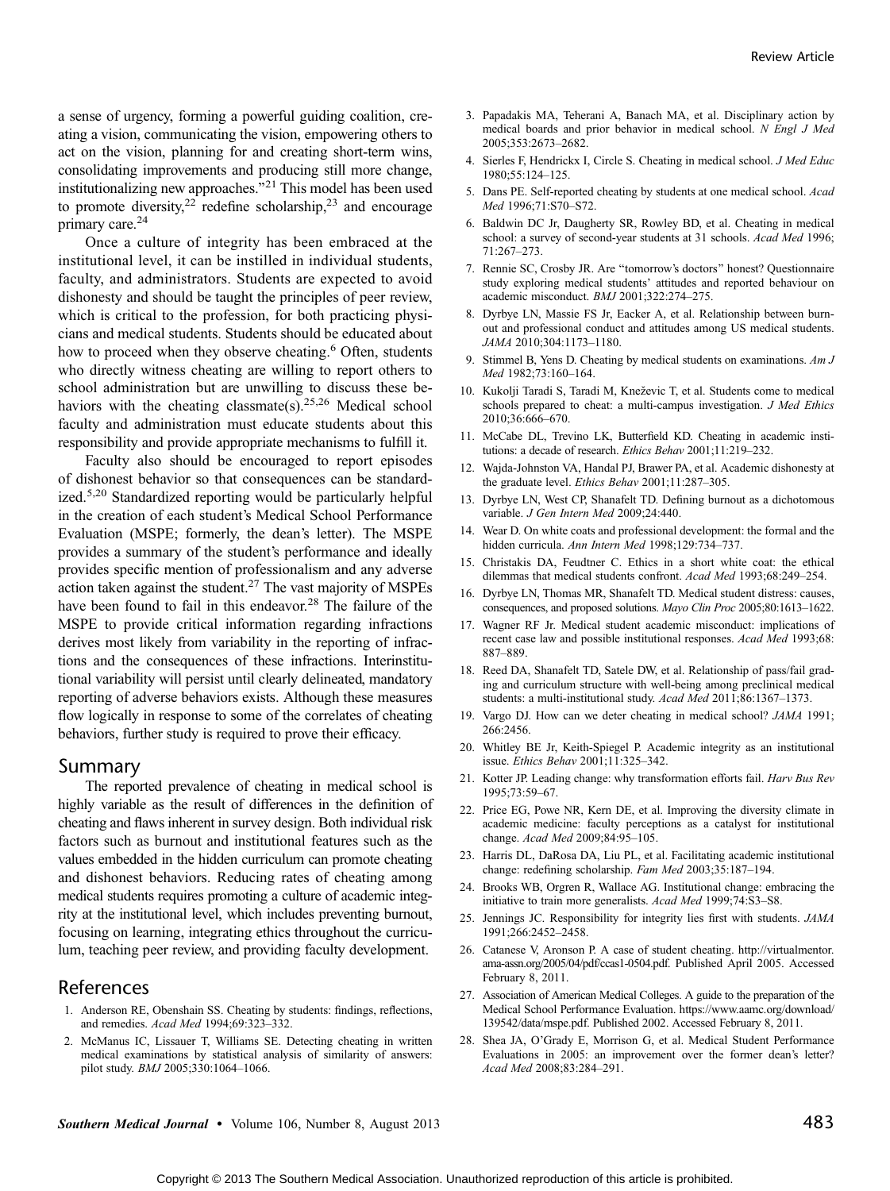a sense of urgency, forming a powerful guiding coalition, creating a vision, communicating the vision, empowering others to act on the vision, planning for and creating short-term wins, consolidating improvements and producing still more change, institutionalizing new approaches."[21] This model has been used to promote diversity,[22] redefine scholarship,[23] and encourage primary care.[24]

Once a culture of integrity has been embraced at the institutional level, it can be instilled in individual students, faculty, and administrators. Students are expected to avoid dishonesty and should be taught the principles of peer review, which is critical to the profession, for both practicing physicians and medical students. Students should be educated about how to proceed when they observe cheating.[6] Often, students who directly witness cheating are willing to report others to school administration but are unwilling to discuss these behaviors with the cheating classmate(s).[25,26] Medical school faculty and administration must educate students about this responsibility and provide appropriate mechanisms to fulfill it.

Faculty also should be encouraged to report episodes of dishonest behavior so that consequences can be standardized.[5,20] Standardized reporting would be particularly helpful in the creation of each student's Medical School Performance Evaluation (MSPE; formerly, the dean's letter). The MSPE provides a summary of the student's performance and ideally provides specific mention of professionalism and any adverse action taken against the student.[27] The vast majority of MSPEs have been found to fail in this endeavor.[28] The failure of the MSPE to provide critical information regarding infractions derives most likely from variability in the reporting of infractions and the consequences of these infractions. Interinstitutional variability will persist until clearly delineated, mandatory reporting of adverse behaviors exists. Although these measures flow logically in response to some of the correlates of cheating behaviors, further study is required to prove their efficacy.

## Summary

The reported prevalence of cheating in medical school is highly variable as the result of differences in the definition of cheating and flaws inherent in survey design. Both individual risk factors such as burnout and institutional features such as the values embedded in the hidden curriculum can promote cheating and dishonest behaviors. Reducing rates of cheating among medical students requires promoting a culture of academic integrity at the institutional level, which includes preventing burnout, focusing on learning, integrating ethics throughout the curriculum, teaching peer review, and providing faculty development.

## References

1. Anderson RE, Obenshain SS. Cheating by students: findings, reflections, and remedies. *Acad Med* 1994;69:323–332.
2. McManus IC, Lissauer T, Williams SE. Detecting cheating in written medical examinations by statistical analysis of similarity of answers: pilot study. *BMJ* 2005;330:1064–1066.
3. Papadakis MA, Teherani A, Banach MA, et al. Disciplinary action by medical boards and prior behavior in medical school. *N Engl J Med* 2005;353:2673–2682.
4. Sierles F, Hendrickx I, Circle S. Cheating in medical school. *J Med Educ* 1980;55:124–125.
5. Dans PE. Self-reported cheating by students at one medical school. *Acad Med* 1996;71:S70–S72.
6. Baldwin DC Jr, Daugherty SR, Rowley BD, et al. Cheating in medical school: a survey of second-year students at 31 schools. *Acad Med* 1996; 71:267–273.
7. Rennie SC, Crosby JR. Are "tomorrow's doctors" honest? Questionnaire study exploring medical students' attitudes and reported behaviour on academic misconduct. *BMJ* 2001;322:274–275.
8. Dyrbye LN, Massie FS Jr, Eacker A, et al. Relationship between burnout and professional conduct and attitudes among US medical students. *JAMA* 2010;304:1173–1180.
9. Stimmel B, Yens D. Cheating by medical students on examinations. *Am J Med* 1982;73:160–164.
10. Kukolji Taradi S, Taradi M, Knežević T, et al. Students come to medical schools prepared to cheat: a multi-campus investigation. *J Med Ethics* 2010;36:666–670.
11. McCabe DL, Trevino LK, Butterfield KD. Cheating in academic institutions: a decade of research. *Ethics Behav* 2001;11:219–232.
12. Wajda-Johnston VA, Handal PJ, Brawer PA, et al. Academic dishonesty at the graduate level. *Ethics Behav* 2001;11:287–305.
13. Dyrbye LN, West CP, Shanafelt TD. Defining burnout as a dichotomous variable. *J Gen Intern Med* 2009;24:440.
14. Wear D. On white coats and professional development: the formal and the hidden curricula. *Ann Intern Med* 1998;129:734–737.
15. Christakis DA, Feudtner C. Ethics in a short white coat: the ethical dilemmas that medical students confront. *Acad Med* 1993;68:249–254.
16. Dyrbye LN, Thomas MR, Shanafelt TD. Medical student distress: causes, consequences, and proposed solutions. *Mayo Clin Proc* 2005;80:1613–1622.
17. Wagner RF Jr. Medical student academic misconduct: implications of recent case law and possible institutional responses. *Acad Med* 1993;68: 887–889.
18. Reed DA, Shanafelt TD, Satele DW, et al. Relationship of pass/fail grading and curriculum structure with well-being among preclinical medical students: a multi-institutional study. *Acad Med* 2011;86:1367–1373.
19. Vargo DJ. How can we deter cheating in medical school? *JAMA* 1991; 266:2456.
20. Whitley BE Jr, Keith-Spiegel P. Academic integrity as an institutional issue. *Ethics Behav* 2001;11:325–342.
21. Kotter JP. Leading change: why transformation efforts fail. *Harv Bus Rev* 1995;73:59–67.
22. Price EG, Powe NR, Kern DE, et al. Improving the diversity climate in academic medicine: faculty perceptions as a catalyst for institutional change. *Acad Med* 2009;84:95–105.
23. Harris DL, DaRosa DA, Liu PL, et al. Facilitating academic institutional change: redefining scholarship. *Fam Med* 2003;35:187–194.
24. Brooks WB, Orgren R, Wallace AG. Institutional change: embracing the initiative to train more generalists. *Acad Med* 1999;74:S3–S8.
25. Jennings JC. Responsibility for integrity lies first with students. *JAMA* 1991;266:2452–2458.
26. Catanese V, Aronson P. A case of student cheating. http://virtualmentor.ama-assn.org/2005/04/pdf/ccas1-0504.pdf. Published April 2005. Accessed February 8, 2011.
27. Association of American Medical Colleges. A guide to the preparation of the Medical School Performance Evaluation. https://www.aamc.org/download/139542/data/mspe.pdf. Published 2002. Accessed February 8, 2011.
28. Shea JA, O'Grady E, Morrison G, et al. Medical Student Performance Evaluations in 2005: an improvement over the former dean's letter? *Acad Med* 2008;83:284–291.

Copyright © 2013 The Southern Medical Association. Unauthorized reproduction of this article is prohibited.